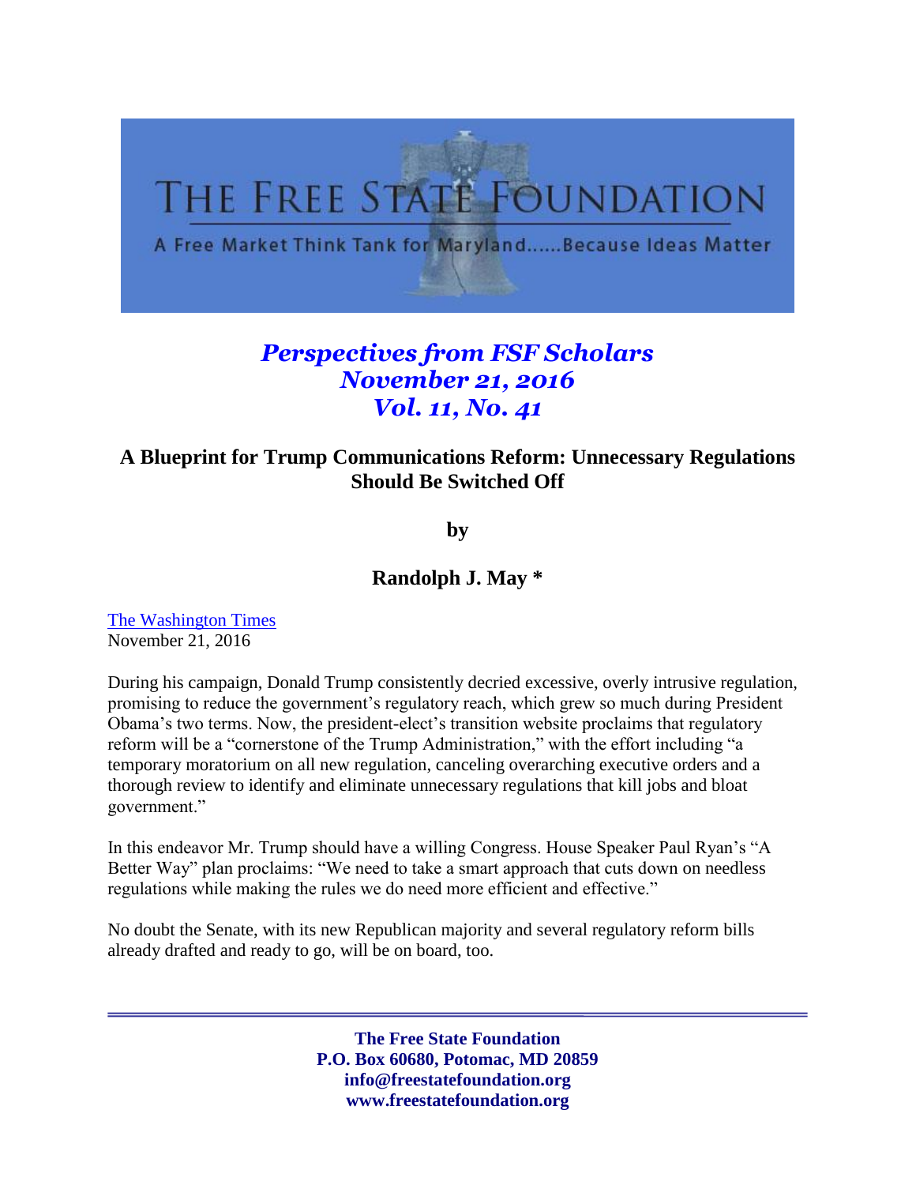# THE FREE STATE FOUNDATION

A Free Market Think Tank for Maryland......Because Ideas Matter

***Perspectives from FSF Scholars***
***November 21, 2016***
***Vol. 11, No. 41***

## A Blueprint for Trump Communications Reform: Unnecessary Regulations Should Be Switched Off

**by**

**Randolph J. May ***

The Washington Times
November 21, 2016

During his campaign, Donald Trump consistently decried excessive, overly intrusive regulation, promising to reduce the government's regulatory reach, which grew so much during President Obama's two terms. Now, the president-elect's transition website proclaims that regulatory reform will be a "cornerstone of the Trump Administration," with the effort including "a temporary moratorium on all new regulation, canceling overarching executive orders and a thorough review to identify and eliminate unnecessary regulations that kill jobs and bloat government."

In this endeavor Mr. Trump should have a willing Congress. House Speaker Paul Ryan's "A Better Way" plan proclaims: "We need to take a smart approach that cuts down on needless regulations while making the rules we do need more efficient and effective."

No doubt the Senate, with its new Republican majority and several regulatory reform bills already drafted and ready to go, will be on board, too.

**The Free State Foundation**
**P.O. Box 60680, Potomac, MD 20859**
**info@freestatefoundation.org**
**www.freestatefoundation.org**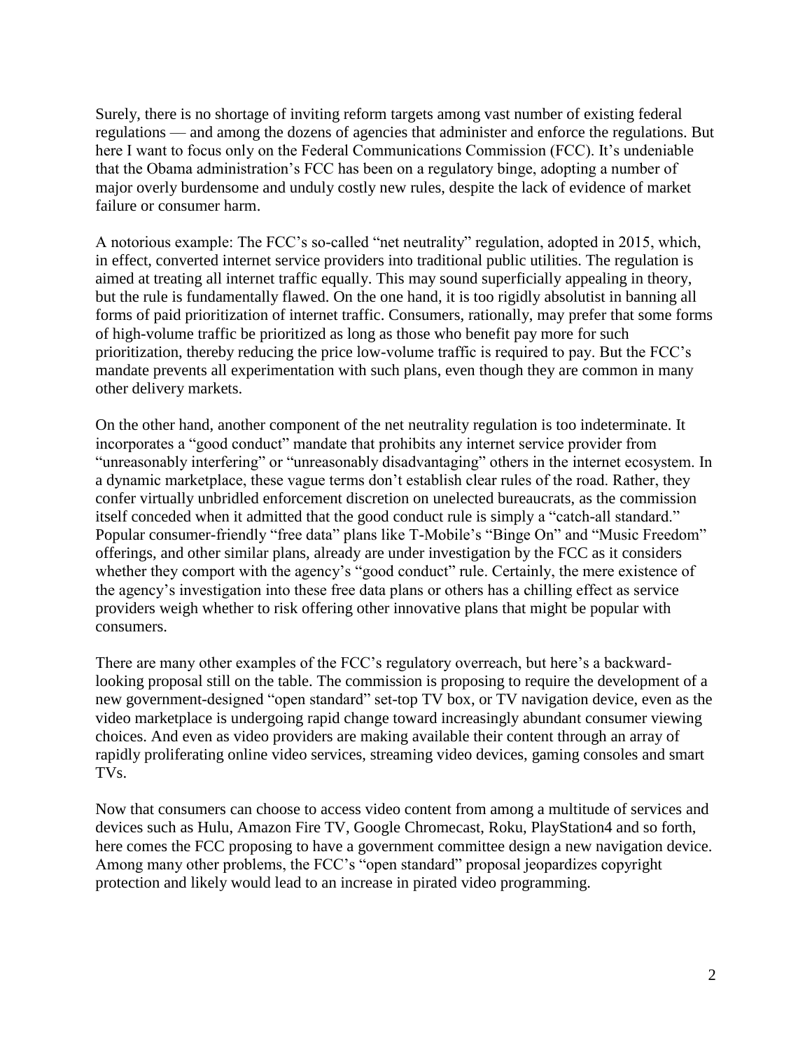Surely, there is no shortage of inviting reform targets among vast number of existing federal regulations — and among the dozens of agencies that administer and enforce the regulations. But here I want to focus only on the Federal Communications Commission (FCC). It's undeniable that the Obama administration's FCC has been on a regulatory binge, adopting a number of major overly burdensome and unduly costly new rules, despite the lack of evidence of market failure or consumer harm.

A notorious example: The FCC's so-called "net neutrality" regulation, adopted in 2015, which, in effect, converted internet service providers into traditional public utilities. The regulation is aimed at treating all internet traffic equally. This may sound superficially appealing in theory, but the rule is fundamentally flawed. On the one hand, it is too rigidly absolutist in banning all forms of paid prioritization of internet traffic. Consumers, rationally, may prefer that some forms of high-volume traffic be prioritized as long as those who benefit pay more for such prioritization, thereby reducing the price low-volume traffic is required to pay. But the FCC's mandate prevents all experimentation with such plans, even though they are common in many other delivery markets.

On the other hand, another component of the net neutrality regulation is too indeterminate. It incorporates a "good conduct" mandate that prohibits any internet service provider from "unreasonably interfering" or "unreasonably disadvantaging" others in the internet ecosystem. In a dynamic marketplace, these vague terms don't establish clear rules of the road. Rather, they confer virtually unbridled enforcement discretion on unelected bureaucrats, as the commission itself conceded when it admitted that the good conduct rule is simply a "catch-all standard." Popular consumer-friendly "free data" plans like T-Mobile's "Binge On" and "Music Freedom" offerings, and other similar plans, already are under investigation by the FCC as it considers whether they comport with the agency's "good conduct" rule. Certainly, the mere existence of the agency's investigation into these free data plans or others has a chilling effect as service providers weigh whether to risk offering other innovative plans that might be popular with consumers.

There are many other examples of the FCC's regulatory overreach, but here's a backward-looking proposal still on the table. The commission is proposing to require the development of a new government-designed "open standard" set-top TV box, or TV navigation device, even as the video marketplace is undergoing rapid change toward increasingly abundant consumer viewing choices. And even as video providers are making available their content through an array of rapidly proliferating online video services, streaming video devices, gaming consoles and smart TVs.

Now that consumers can choose to access video content from among a multitude of services and devices such as Hulu, Amazon Fire TV, Google Chromecast, Roku, PlayStation4 and so forth, here comes the FCC proposing to have a government committee design a new navigation device. Among many other problems, the FCC's "open standard" proposal jeopardizes copyright protection and likely would lead to an increase in pirated video programming.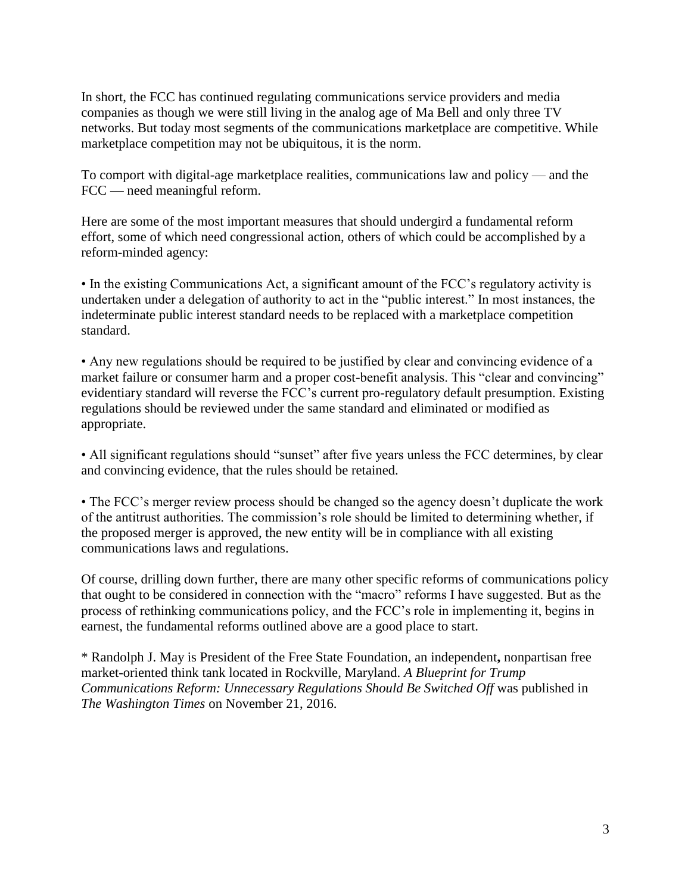In short, the FCC has continued regulating communications service providers and media companies as though we were still living in the analog age of Ma Bell and only three TV networks. But today most segments of the communications marketplace are competitive. While marketplace competition may not be ubiquitous, it is the norm.

To comport with digital-age marketplace realities, communications law and policy — and the FCC — need meaningful reform.

Here are some of the most important measures that should undergird a fundamental reform effort, some of which need congressional action, others of which could be accomplished by a reform-minded agency:

• In the existing Communications Act, a significant amount of the FCC's regulatory activity is undertaken under a delegation of authority to act in the "public interest." In most instances, the indeterminate public interest standard needs to be replaced with a marketplace competition standard.

• Any new regulations should be required to be justified by clear and convincing evidence of a market failure or consumer harm and a proper cost-benefit analysis. This "clear and convincing" evidentiary standard will reverse the FCC's current pro-regulatory default presumption. Existing regulations should be reviewed under the same standard and eliminated or modified as appropriate.

• All significant regulations should "sunset" after five years unless the FCC determines, by clear and convincing evidence, that the rules should be retained.

• The FCC's merger review process should be changed so the agency doesn't duplicate the work of the antitrust authorities. The commission's role should be limited to determining whether, if the proposed merger is approved, the new entity will be in compliance with all existing communications laws and regulations.

Of course, drilling down further, there are many other specific reforms of communications policy that ought to be considered in connection with the "macro" reforms I have suggested. But as the process of rethinking communications policy, and the FCC's role in implementing it, begins in earnest, the fundamental reforms outlined above are a good place to start.

\* Randolph J. May is President of the Free State Foundation, an independent**,** nonpartisan free market-oriented think tank located in Rockville, Maryland. *A Blueprint for Trump Communications Reform: Unnecessary Regulations Should Be Switched Off* was published in *The Washington Times* on November 21, 2016.